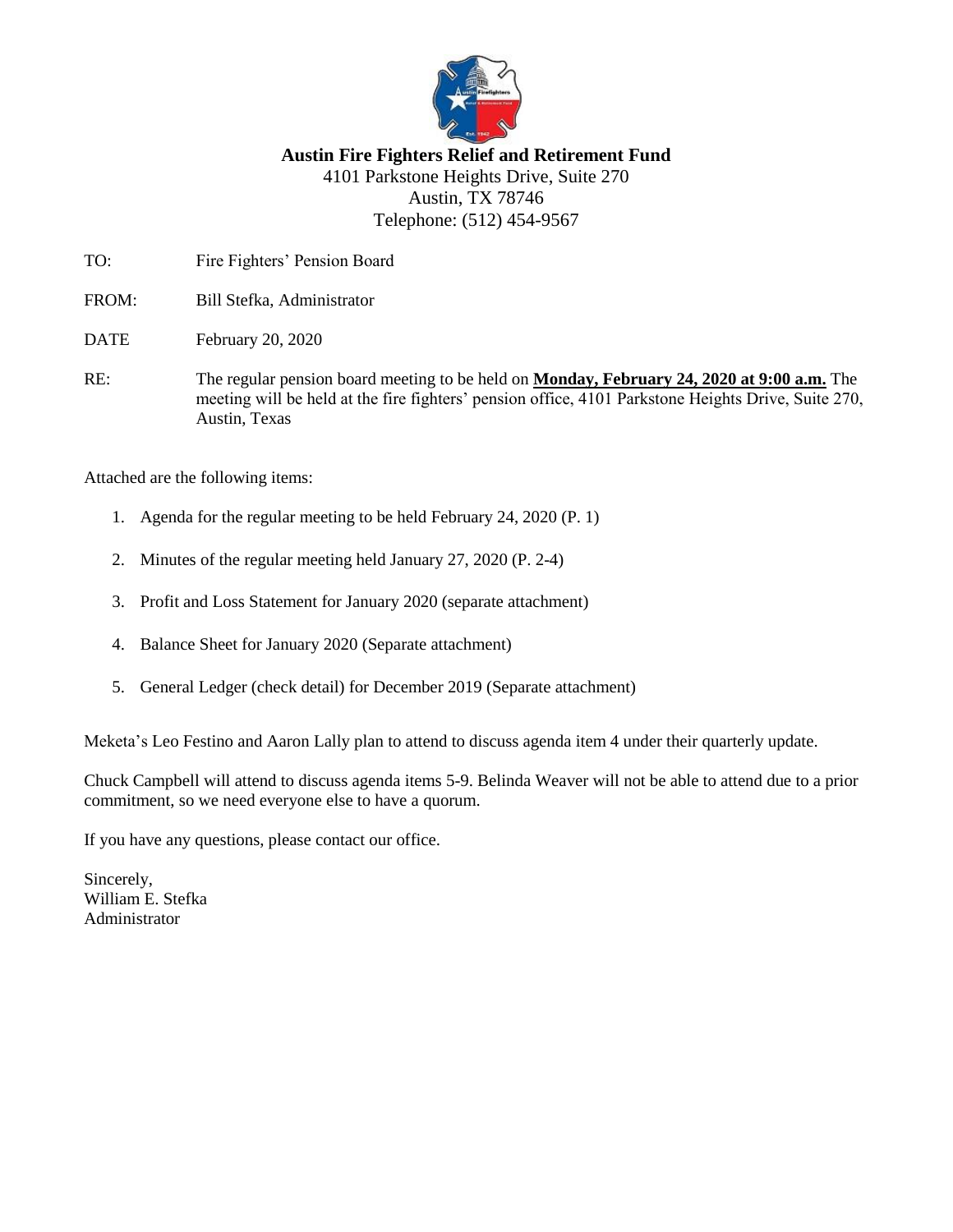**Austin Fire Fighters Relief and Retirement Fund**
4101 Parkstone Heights Drive, Suite 270
Austin, TX 78746
Telephone: (512) 454-9567

TO: Fire Fighters' Pension Board

FROM: Bill Stefka, Administrator

DATE February 20, 2020

RE: The regular pension board meeting to be held on **Monday, February 24, 2020 at 9:00 a.m.** The meeting will be held at the fire fighters' pension office, 4101 Parkstone Heights Drive, Suite 270, Austin, Texas

Attached are the following items:

1. Agenda for the regular meeting to be held February 24, 2020 (P. 1)
2. Minutes of the regular meeting held January 27, 2020 (P. 2-4)
3. Profit and Loss Statement for January 2020 (separate attachment)
4. Balance Sheet for January 2020 (Separate attachment)
5. General Ledger (check detail) for December 2019 (Separate attachment)

Meketa's Leo Festino and Aaron Lally plan to attend to discuss agenda item 4 under their quarterly update.

Chuck Campbell will attend to discuss agenda items 5-9. Belinda Weaver will not be able to attend due to a prior commitment, so we need everyone else to have a quorum.

If you have any questions, please contact our office.

Sincerely,
William E. Stefka
Administrator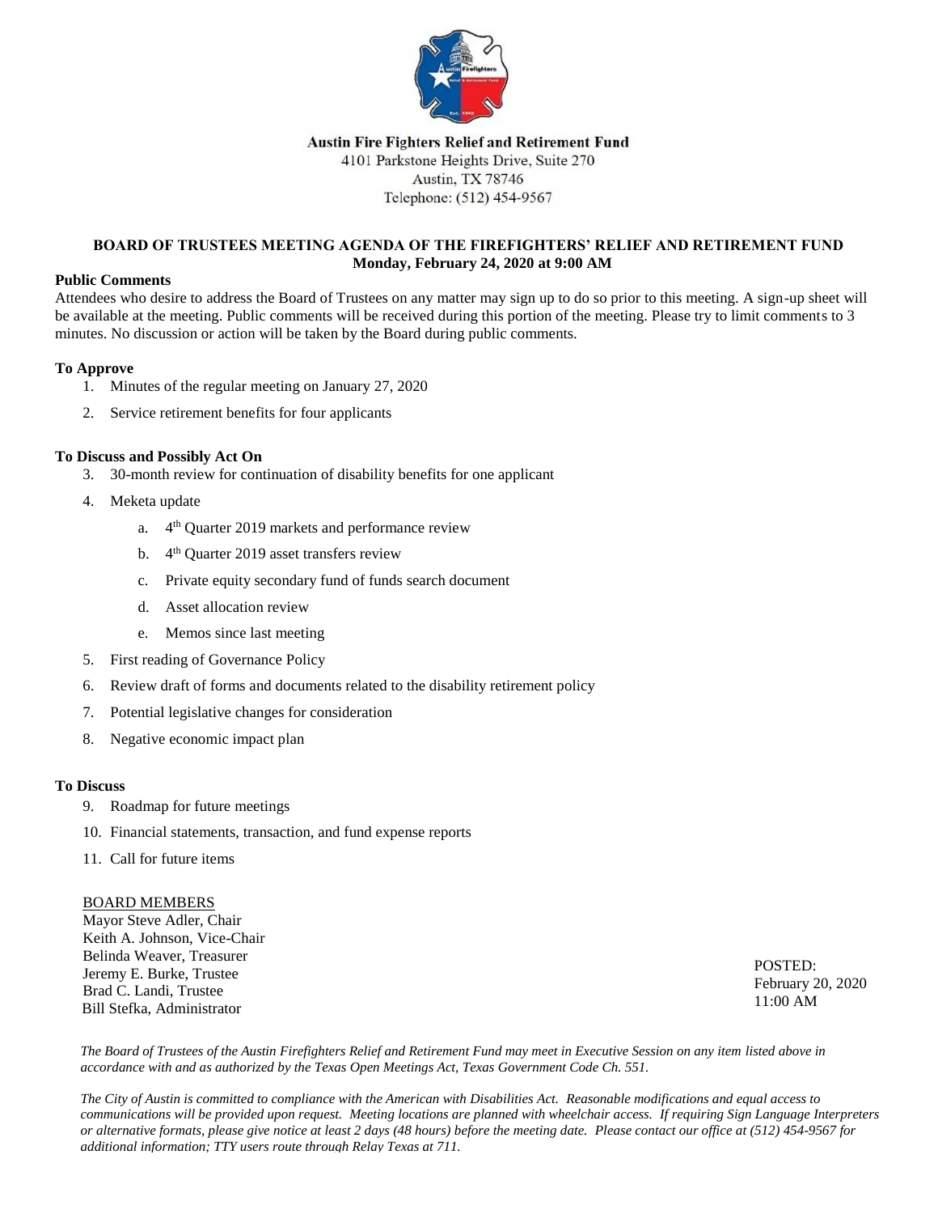**Austin Fire Fighters Relief and Retirement Fund**
4101 Parkstone Heights Drive, Suite 270
Austin, TX 78746
Telephone: (512) 454-9567

## BOARD OF TRUSTEES MEETING AGENDA OF THE FIREFIGHTERS' RELIEF AND RETIREMENT FUND
**Monday, February 24, 2020 at 9:00 AM**

### Public Comments

Attendees who desire to address the Board of Trustees on any matter may sign up to do so prior to this meeting. A sign-up sheet will be available at the meeting. Public comments will be received during this portion of the meeting. Please try to limit comments to 3 minutes. No discussion or action will be taken by the Board during public comments.

### To Approve

1. Minutes of the regular meeting on January 27, 2020
2. Service retirement benefits for four applicants

### To Discuss and Possibly Act On

3. 30-month review for continuation of disability benefits for one applicant
4. Meketa update
   a. 4th Quarter 2019 markets and performance review
   b. 4th Quarter 2019 asset transfers review
   c. Private equity secondary fund of funds search document
   d. Asset allocation review
   e. Memos since last meeting
5. First reading of Governance Policy
6. Review draft of forms and documents related to the disability retirement policy
7. Potential legislative changes for consideration
8. Negative economic impact plan

### To Discuss

9. Roadmap for future meetings
10. Financial statements, transaction, and fund expense reports
11. Call for future items

BOARD MEMBERS
Mayor Steve Adler, Chair
Keith A. Johnson, Vice-Chair
Belinda Weaver, Treasurer
Jeremy E. Burke, Trustee
Brad C. Landi, Trustee
Bill Stefka, Administrator

POSTED:
February 20, 2020
11:00 AM

*The Board of Trustees of the Austin Firefighters Relief and Retirement Fund may meet in Executive Session on any item listed above in accordance with and as authorized by the Texas Open Meetings Act, Texas Government Code Ch. 551.*

*The City of Austin is committed to compliance with the American with Disabilities Act. Reasonable modifications and equal access to communications will be provided upon request. Meeting locations are planned with wheelchair access. If requiring Sign Language Interpreters or alternative formats, please give notice at least 2 days (48 hours) before the meeting date. Please contact our office at (512) 454-9567 for additional information; TTY users route through Relay Texas at 711.*